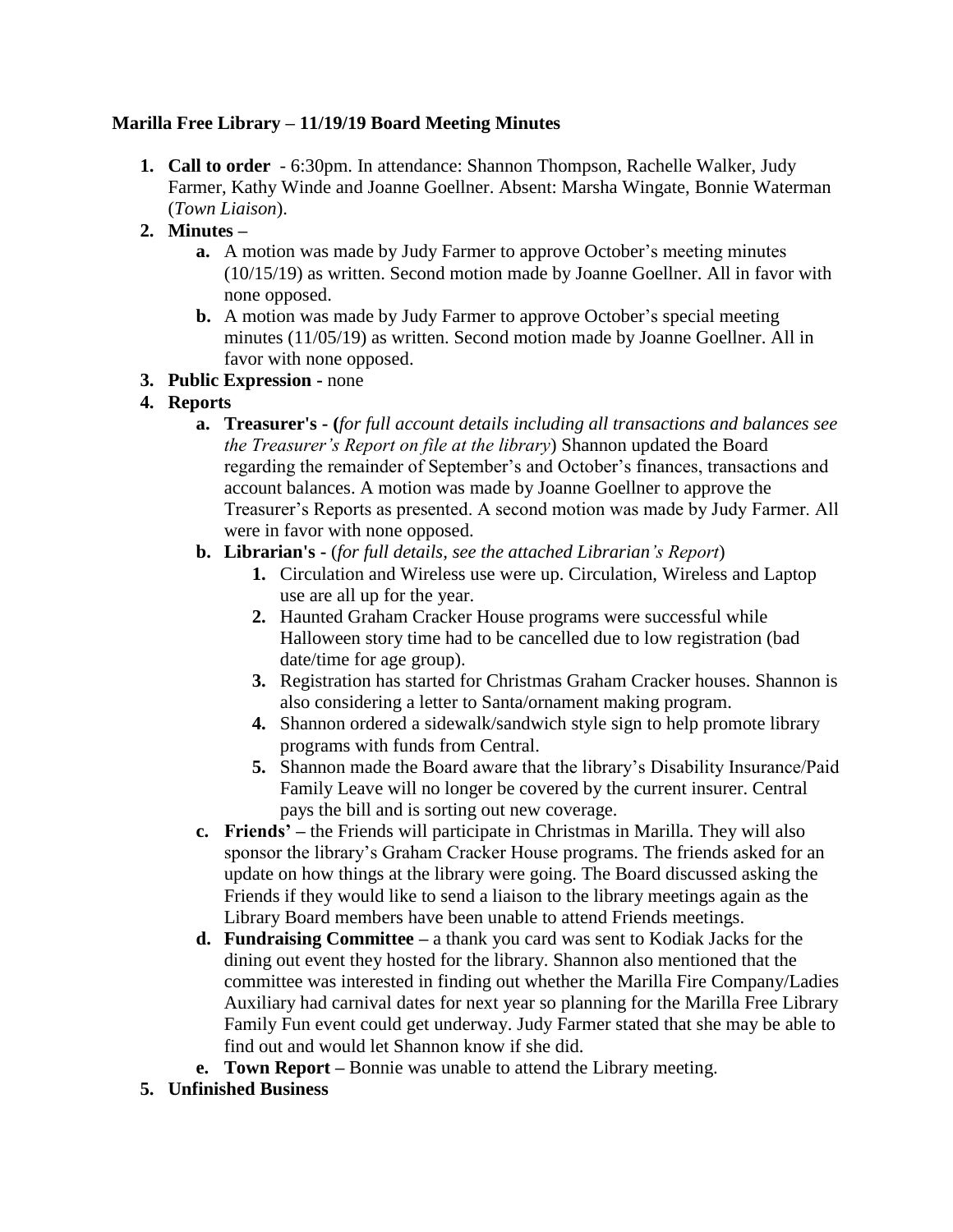**Marilla Free Library – 11/19/19 Board Meeting Minutes**

1. **Call to order** - 6:30pm. In attendance: Shannon Thompson, Rachelle Walker, Judy Farmer, Kathy Winde and Joanne Goellner. Absent: Marsha Wingate, Bonnie Waterman (*Town Liaison*).
2. **Minutes –**
   - **a.** A motion was made by Judy Farmer to approve October's meeting minutes (10/15/19) as written. Second motion made by Joanne Goellner. All in favor with none opposed.
   - **b.** A motion was made by Judy Farmer to approve October's special meeting minutes (11/05/19) as written. Second motion made by Joanne Goellner. All in favor with none opposed.
3. **Public Expression -** none
4. **Reports**
   - **a. Treasurer's - (***for full account details including all transactions and balances see the Treasurer's Report on file at the library*) Shannon updated the Board regarding the remainder of September's and October's finances, transactions and account balances. A motion was made by Joanne Goellner to approve the Treasurer's Reports as presented. A second motion was made by Judy Farmer. All were in favor with none opposed.
   - **b. Librarian's -** (*for full details, see the attached Librarian's Report*)
     1. Circulation and Wireless use were up. Circulation, Wireless and Laptop use are all up for the year.
     2. Haunted Graham Cracker House programs were successful while Halloween story time had to be cancelled due to low registration (bad date/time for age group).
     3. Registration has started for Christmas Graham Cracker houses. Shannon is also considering a letter to Santa/ornament making program.
     4. Shannon ordered a sidewalk/sandwich style sign to help promote library programs with funds from Central.
     5. Shannon made the Board aware that the library's Disability Insurance/Paid Family Leave will no longer be covered by the current insurer. Central pays the bill and is sorting out new coverage.
   - **c. Friends' –** the Friends will participate in Christmas in Marilla. They will also sponsor the library's Graham Cracker House programs. The friends asked for an update on how things at the library were going. The Board discussed asking the Friends if they would like to send a liaison to the library meetings again as the Library Board members have been unable to attend Friends meetings.
   - **d. Fundraising Committee –** a thank you card was sent to Kodiak Jacks for the dining out event they hosted for the library. Shannon also mentioned that the committee was interested in finding out whether the Marilla Fire Company/Ladies Auxiliary had carnival dates for next year so planning for the Marilla Free Library Family Fun event could get underway. Judy Farmer stated that she may be able to find out and would let Shannon know if she did.
   - **e. Town Report –** Bonnie was unable to attend the Library meeting.
5. **Unfinished Business**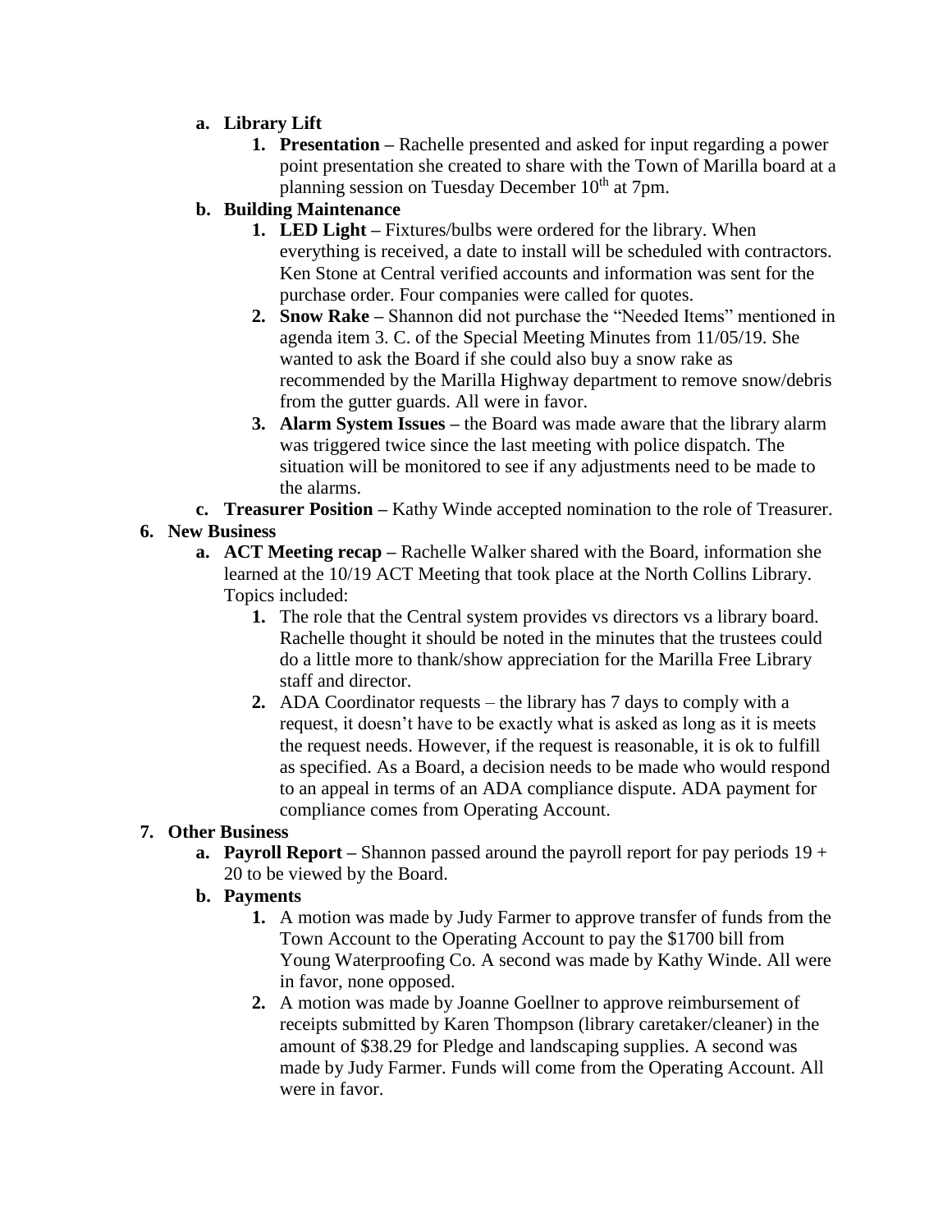- **a. Library Lift**
  1. **Presentation –** Rachelle presented and asked for input regarding a power point presentation she created to share with the Town of Marilla board at a planning session on Tuesday December 10th at 7pm.
- **b. Building Maintenance**
  1. **LED Light –** Fixtures/bulbs were ordered for the library. When everything is received, a date to install will be scheduled with contractors. Ken Stone at Central verified accounts and information was sent for the purchase order. Four companies were called for quotes.
  2. **Snow Rake –** Shannon did not purchase the "Needed Items" mentioned in agenda item 3. C. of the Special Meeting Minutes from 11/05/19. She wanted to ask the Board if she could also buy a snow rake as recommended by the Marilla Highway department to remove snow/debris from the gutter guards. All were in favor.
  3. **Alarm System Issues –** the Board was made aware that the library alarm was triggered twice since the last meeting with police dispatch. The situation will be monitored to see if any adjustments need to be made to the alarms.
- **c. Treasurer Position –** Kathy Winde accepted nomination to the role of Treasurer.

**6. New Business**

- **a. ACT Meeting recap –** Rachelle Walker shared with the Board, information she learned at the 10/19 ACT Meeting that took place at the North Collins Library. Topics included:
  1. The role that the Central system provides vs directors vs a library board. Rachelle thought it should be noted in the minutes that the trustees could do a little more to thank/show appreciation for the Marilla Free Library staff and director.
  2. ADA Coordinator requests – the library has 7 days to comply with a request, it doesn't have to be exactly what is asked as long as it is meets the request needs. However, if the request is reasonable, it is ok to fulfill as specified. As a Board, a decision needs to be made who would respond to an appeal in terms of an ADA compliance dispute. ADA payment for compliance comes from Operating Account.

**7. Other Business**

- **a. Payroll Report –** Shannon passed around the payroll report for pay periods 19 + 20 to be viewed by the Board.
- **b. Payments**
  1. A motion was made by Judy Farmer to approve transfer of funds from the Town Account to the Operating Account to pay the $1700 bill from Young Waterproofing Co. A second was made by Kathy Winde. All were in favor, none opposed.
  2. A motion was made by Joanne Goellner to approve reimbursement of receipts submitted by Karen Thompson (library caretaker/cleaner) in the amount of $38.29 for Pledge and landscaping supplies. A second was made by Judy Farmer. Funds will come from the Operating Account. All were in favor.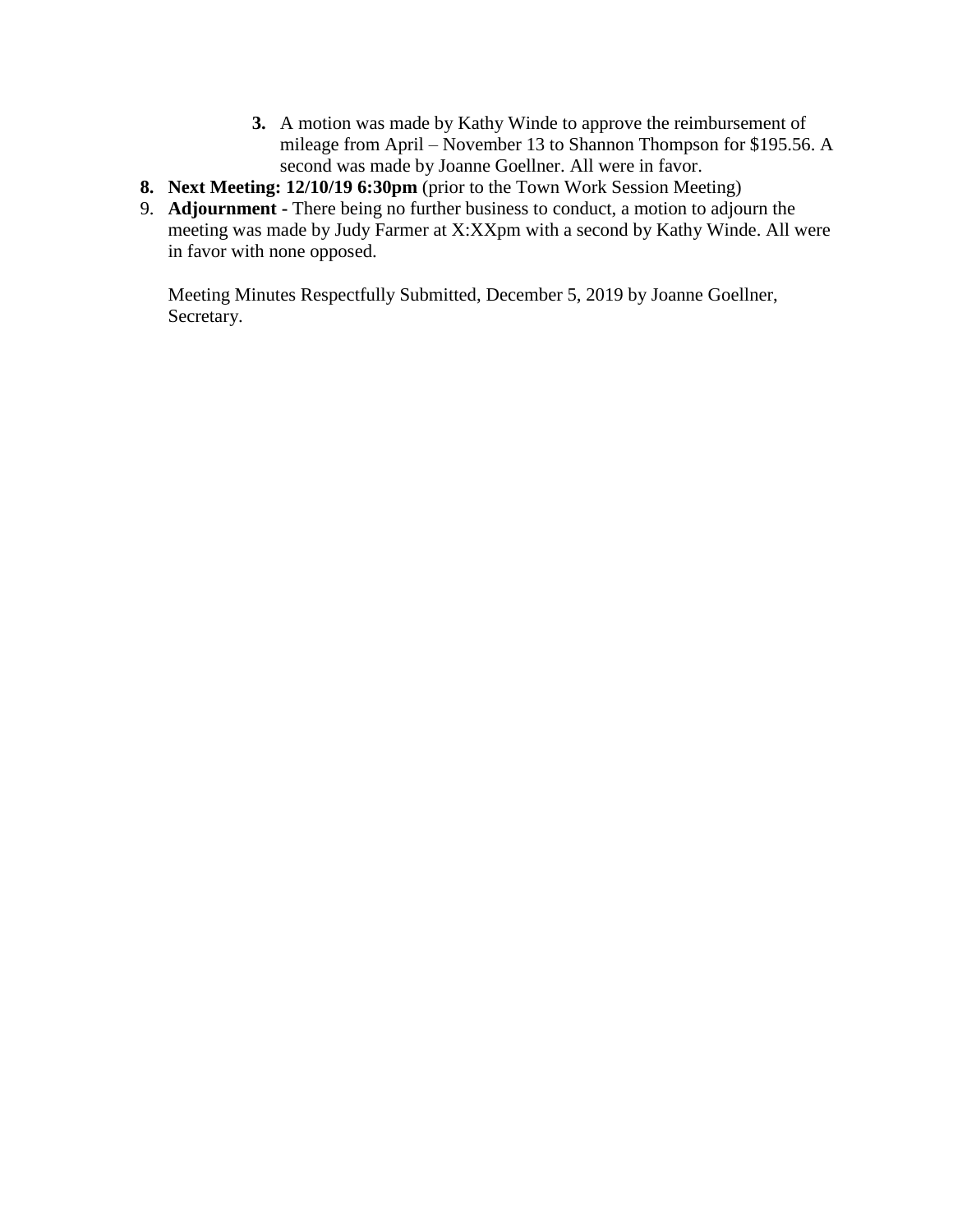3. A motion was made by Kathy Winde to approve the reimbursement of mileage from April – November 13 to Shannon Thompson for $195.56. A second was made by Joanne Goellner. All were in favor.

8. **Next Meeting: 12/10/19 6:30pm** (prior to the Town Work Session Meeting)
9. **Adjournment -** There being no further business to conduct, a motion to adjourn the meeting was made by Judy Farmer at X:XXpm with a second by Kathy Winde. All were in favor with none opposed.

Meeting Minutes Respectfully Submitted, December 5, 2019 by Joanne Goellner, Secretary.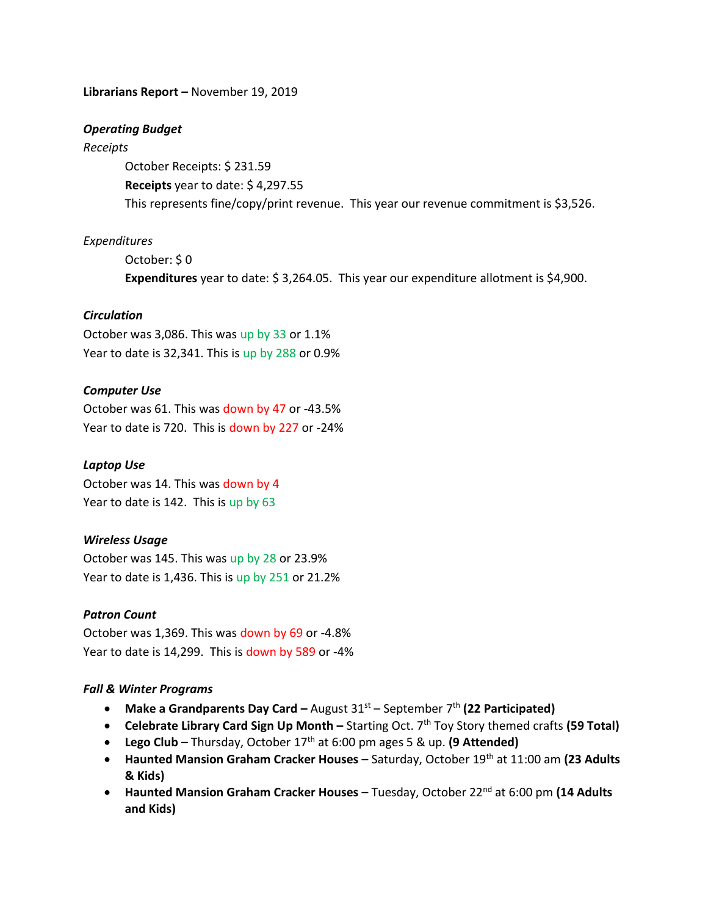**Librarians Report –** November 19, 2019

***Operating Budget***

*Receipts*

October Receipts: $ 231.59

**Receipts** year to date: $ 4,297.55

This represents fine/copy/print revenue. This year our revenue commitment is $3,526.

*Expenditures*

October: $ 0

**Expenditures** year to date: $ 3,264.05. This year our expenditure allotment is $4,900.

***Circulation***

October was 3,086. This was up by 33 or 1.1%

Year to date is 32,341. This is up by 288 or 0.9%

***Computer Use***

October was 61. This was down by 47 or -43.5%

Year to date is 720. This is down by 227 or -24%

***Laptop Use***

October was 14. This was down by 4

Year to date is 142. This is up by 63

***Wireless Usage***

October was 145. This was up by 28 or 23.9%

Year to date is 1,436. This is up by 251 or 21.2%

***Patron Count***

October was 1,369. This was down by 69 or -4.8%

Year to date is 14,299. This is down by 589 or -4%

***Fall & Winter Programs***

- **Make a Grandparents Day Card –** August 31st – September 7th **(22 Participated)**
- **Celebrate Library Card Sign Up Month –** Starting Oct. 7th Toy Story themed crafts **(59 Total)**
- **Lego Club –** Thursday, October 17th at 6:00 pm ages 5 & up. **(9 Attended)**
- **Haunted Mansion Graham Cracker Houses –** Saturday, October 19th at 11:00 am **(23 Adults & Kids)**
- **Haunted Mansion Graham Cracker Houses –** Tuesday, October 22nd at 6:00 pm **(14 Adults and Kids)**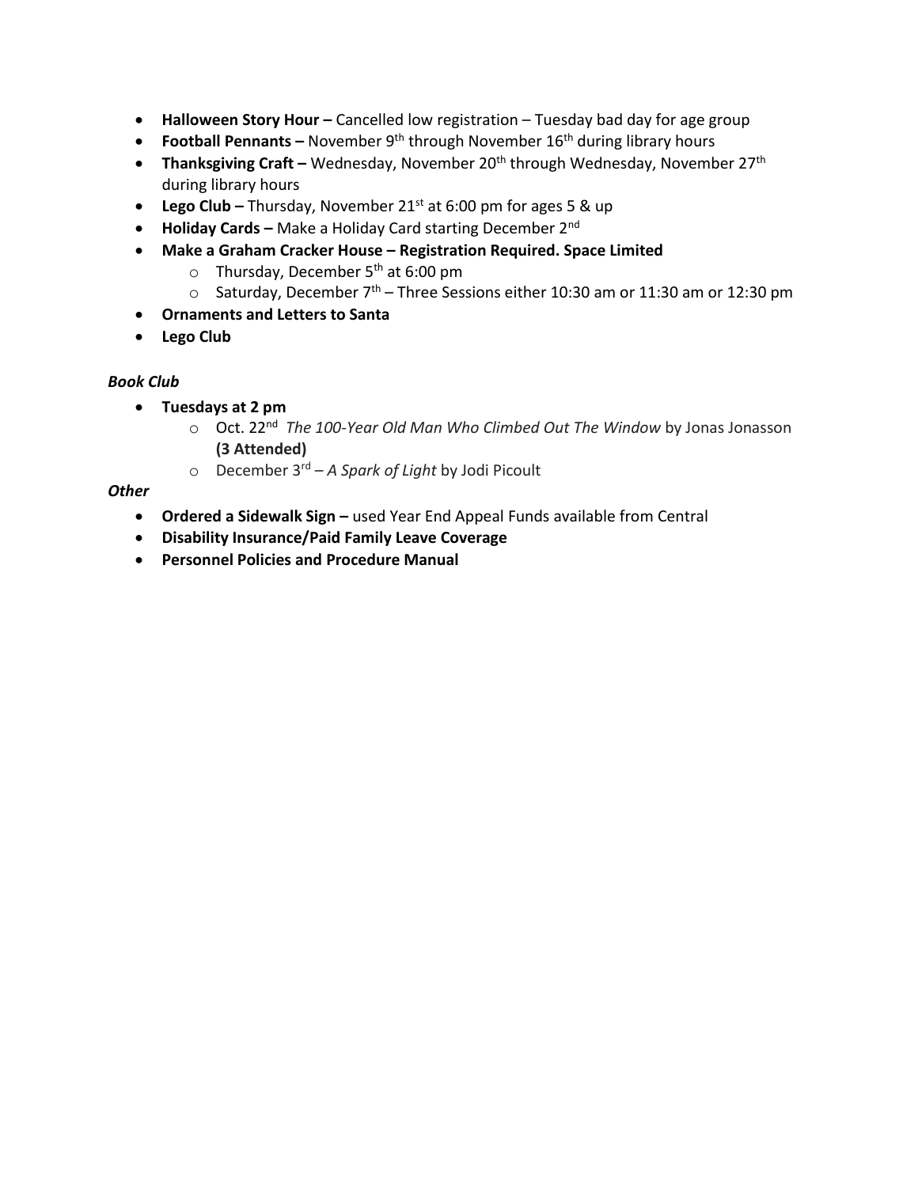- **Halloween Story Hour –** Cancelled low registration – Tuesday bad day for age group
- **Football Pennants –** November 9th through November 16th during library hours
- **Thanksgiving Craft –** Wednesday, November 20th through Wednesday, November 27th during library hours
- **Lego Club –** Thursday, November 21st at 6:00 pm for ages 5 & up
- **Holiday Cards –** Make a Holiday Card starting December 2nd
- **Make a Graham Cracker House – Registration Required. Space Limited**
  - Thursday, December 5th at 6:00 pm
  - Saturday, December 7th – Three Sessions either 10:30 am or 11:30 am or 12:30 pm
- **Ornaments and Letters to Santa**
- **Lego Club**

***Book Club***

- **Tuesdays at 2 pm**
  - Oct. 22nd *The 100-Year Old Man Who Climbed Out The Window* by Jonas Jonasson **(3 Attended)**
  - December 3rd – *A Spark of Light* by Jodi Picoult

***Other***

- **Ordered a Sidewalk Sign –** used Year End Appeal Funds available from Central
- **Disability Insurance/Paid Family Leave Coverage**
- **Personnel Policies and Procedure Manual**